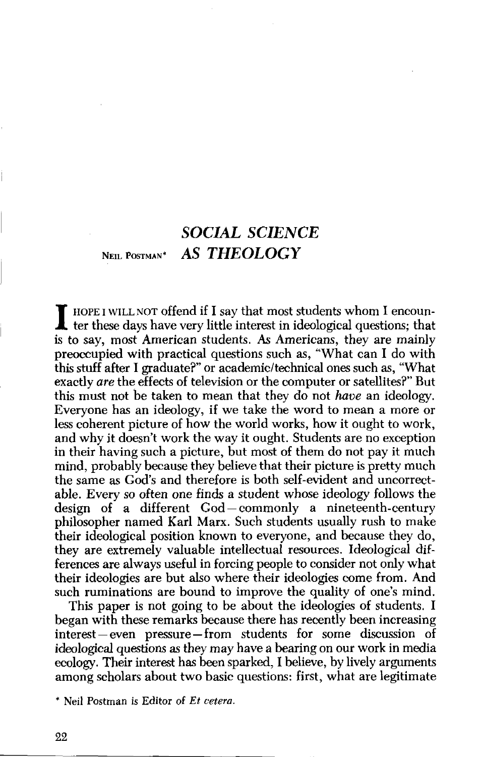# *SOCIAL SCIENCE AS THEOLOGY*

NEIL POSTMAN*

I HOPE I WILL NOT offend if I say that most students whom I encounter these days have very little interest in ideological questions; that is to say, most American students. As Americans, they are mainly preoccupied with practical questions such as, "What can I do with this stuff after I graduate?" or academic/technical ones such as, "What exactly *are* the effects of television or the computer or satellites?" But this must not be taken to mean that they do not *have* an ideology. Everyone has an ideology, if we take the word to mean a more or less coherent picture of how the world works, how it ought to work, and why it doesn't work the way it ought. Students are no exception in their having such a picture, but most of them do not pay it much mind, probably because they believe that their picture is pretty much the same as God's and therefore is both self-evident and uncorrectable. Every so often one finds a student whose ideology follows the design of a different God—commonly a nineteenth-century philosopher named Karl Marx. Such students usually rush to make their ideological position known to everyone, and because they do, they are extremely valuable intellectual resources. Ideological differences are always useful in forcing people to consider not only what their ideologies are but also where their ideologies come from. And such ruminations are bound to improve the quality of one's mind.

This paper is not going to be about the ideologies of students. I began with these remarks because there has recently been increasing interest—even pressure—from students for some discussion of ideological questions as they may have a bearing on our work in media ecology. Their interest has been sparked, I believe, by lively arguments among scholars about two basic questions: first, what are legitimate

* Neil Postman is Editor of *Et cetera.*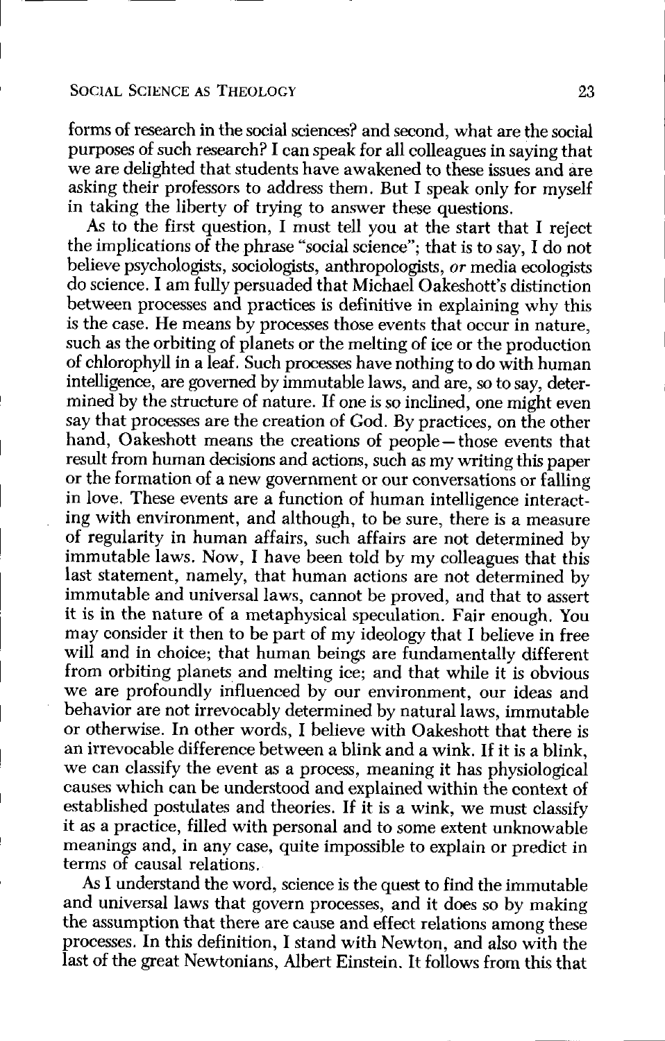forms of research in the social sciences? and second, what are the social purposes of such research? I can speak for all colleagues in saying that we are delighted that students have awakened to these issues and are asking their professors to address them. But I speak only for myself in taking the liberty of trying to answer these questions.

As to the first question, I must tell you at the start that I reject the implications of the phrase "social science"; that is to say, I do not believe psychologists, sociologists, anthropologists, *or* media ecologists do science. I am fully persuaded that Michael Oakeshott's distinction between processes and practices is definitive in explaining why this is the case. He means by processes those events that occur in nature, such as the orbiting of planets or the melting of ice or the production of chlorophyll in a leaf. Such processes have nothing to do with human intelligence, are governed by immutable laws, and are, so to say, determined by the structure of nature. If one is so inclined, one might even say that processes are the creation of God. By practices, on the other hand, Oakeshott means the creations of people—those events that result from human decisions and actions, such as my writing this paper or the formation of a new government or our conversations or falling in love. These events are a function of human intelligence interacting with environment, and although, to be sure, there is a measure of regularity in human affairs, such affairs are not determined by immutable laws. Now, I have been told by my colleagues that this last statement, namely, that human actions are not determined by immutable and universal laws, cannot be proved, and that to assert it is in the nature of a metaphysical speculation. Fair enough. You may consider it then to be part of my ideology that I believe in free will and in choice; that human beings are fundamentally different from orbiting planets and melting ice; and that while it is obvious we are profoundly influenced by our environment, our ideas and behavior are not irrevocably determined by natural laws, immutable or otherwise. In other words, I believe with Oakeshott that there is an irrevocable difference between a blink and a wink. If it is a blink, we can classify the event as a process, meaning it has physiological causes which can be understood and explained within the context of established postulates and theories. If it is a wink, we must classify it as a practice, filled with personal and to some extent unknowable meanings and, in any case, quite impossible to explain or predict in terms of causal relations.

As I understand the word, science is the quest to find the immutable and universal laws that govern processes, and it does so by making the assumption that there are cause and effect relations among these processes. In this definition, I stand with Newton, and also with the last of the great Newtonians, Albert Einstein. It follows from this that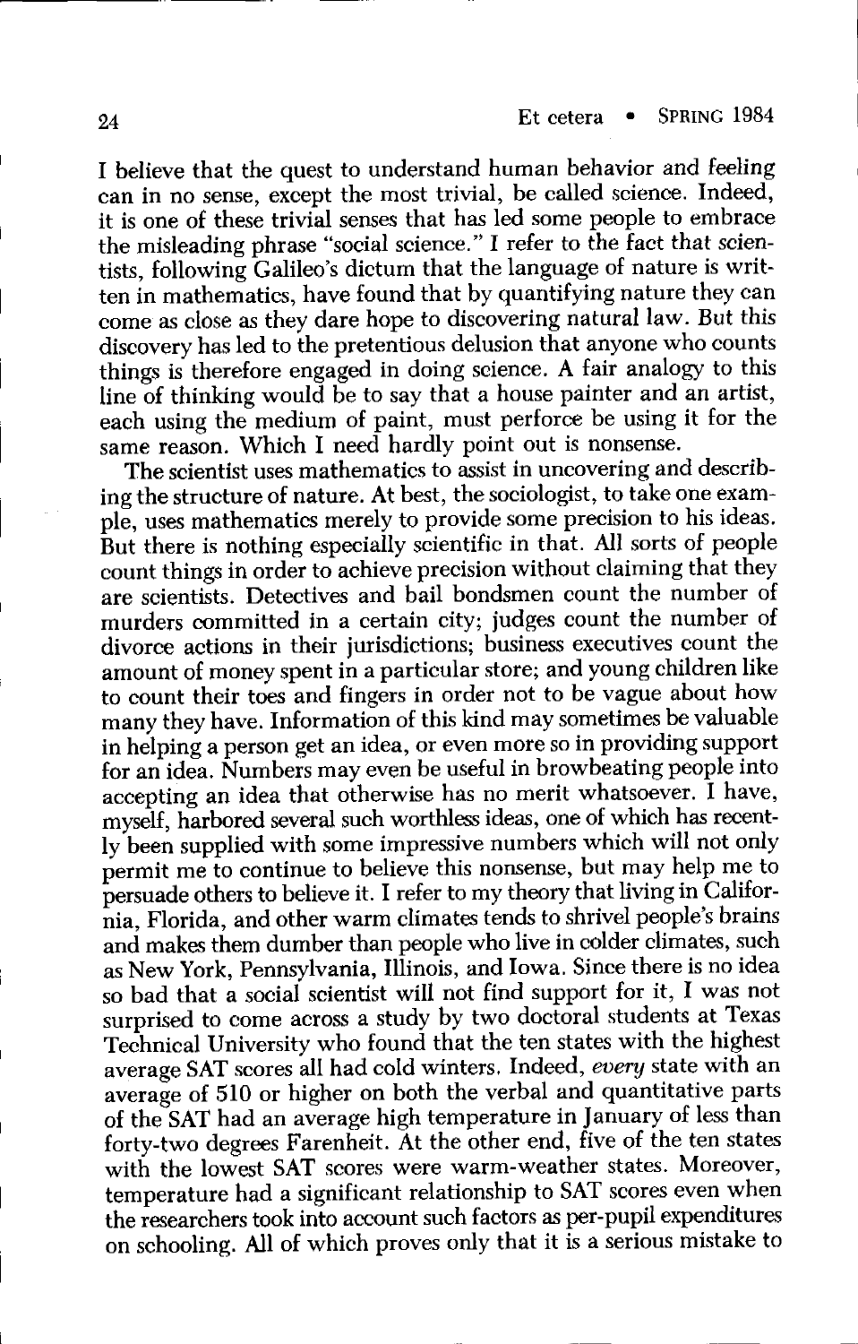I believe that the quest to understand human behavior and feeling can in no sense, except the most trivial, be called science. Indeed, it is one of these trivial senses that has led some people to embrace the misleading phrase "social science." I refer to the fact that scientists, following Galileo's dictum that the language of nature is written in mathematics, have found that by quantifying nature they can come as close as they dare hope to discovering natural law. But this discovery has led to the pretentious delusion that anyone who counts things is therefore engaged in doing science. A fair analogy to this line of thinking would be to say that a house painter and an artist, each using the medium of paint, must perforce be using it for the same reason. Which I need hardly point out is nonsense.

The scientist uses mathematics to assist in uncovering and describing the structure of nature. At best, the sociologist, to take one example, uses mathematics merely to provide some precision to his ideas. But there is nothing especially scientific in that. All sorts of people count things in order to achieve precision without claiming that they are scientists. Detectives and bail bondsmen count the number of murders committed in a certain city; judges count the number of divorce actions in their jurisdictions; business executives count the amount of money spent in a particular store; and young children like to count their toes and fingers in order not to be vague about how many they have. Information of this kind may sometimes be valuable in helping a person get an idea, or even more so in providing support for an idea. Numbers may even be useful in browbeating people into accepting an idea that otherwise has no merit whatsoever. I have, myself, harbored several such worthless ideas, one of which has recently been supplied with some impressive numbers which will not only permit me to continue to believe this nonsense, but may help me to persuade others to believe it. I refer to my theory that living in California, Florida, and other warm climates tends to shrivel people's brains and makes them dumber than people who live in colder climates, such as New York, Pennsylvania, Illinois, and Iowa. Since there is no idea so bad that a social scientist will not find support for it, I was not surprised to come across a study by two doctoral students at Texas Technical University who found that the ten states with the highest average SAT scores all had cold winters. Indeed, *every* state with an average of 510 or higher on both the verbal and quantitative parts of the SAT had an average high temperature in January of less than forty-two degrees Farenheit. At the other end, five of the ten states with the lowest SAT scores were warm-weather states. Moreover, temperature had a significant relationship to SAT scores even when the researchers took into account such factors as per-pupil expenditures on schooling. All of which proves only that it is a serious mistake to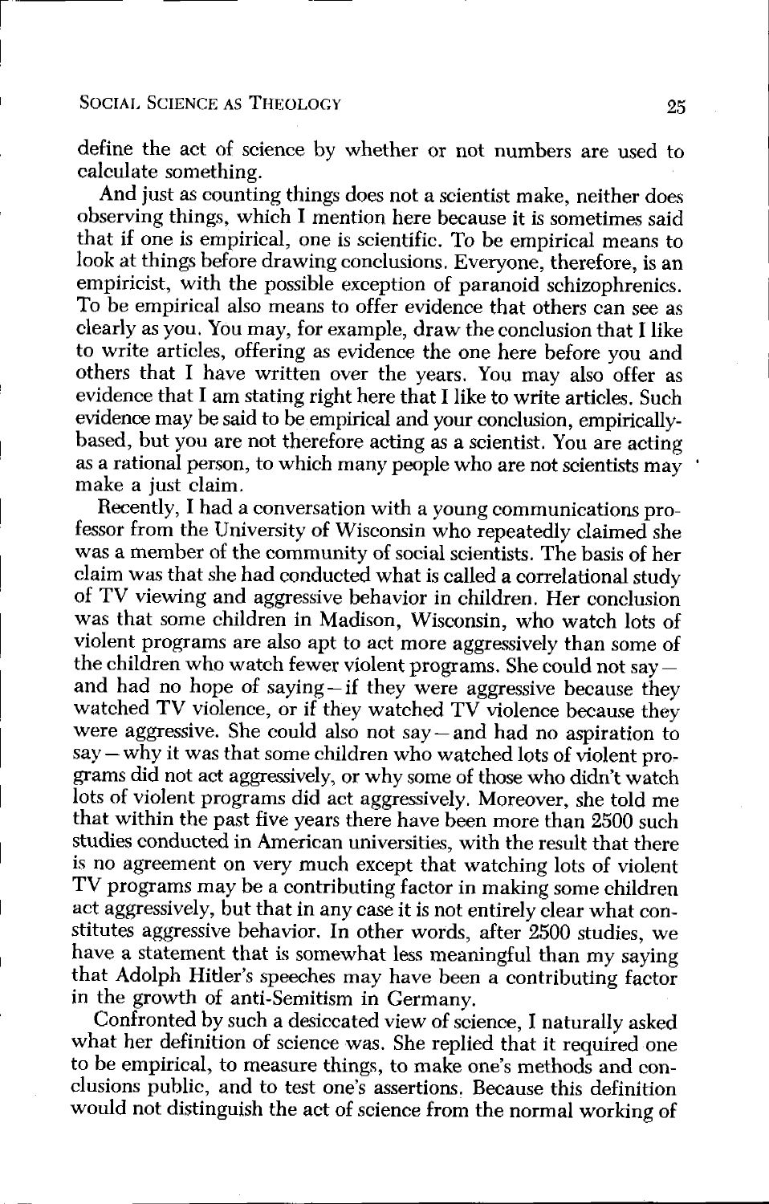define the act of science by whether or not numbers are used to calculate something.

And just as counting things does not a scientist make, neither does observing things, which I mention here because it is sometimes said that if one is empirical, one is scientific. To be empirical means to look at things before drawing conclusions. Everyone, therefore, is an empiricist, with the possible exception of paranoid schizophrenics. To be empirical also means to offer evidence that others can see as clearly as you. You may, for example, draw the conclusion that I like to write articles, offering as evidence the one here before you and others that I have written over the years. You may also offer as evidence that I am stating right here that I like to write articles. Such evidence may be said to be empirical and your conclusion, empirically-based, but you are not therefore acting as a scientist. You are acting as a rational person, to which many people who are not scientists may make a just claim.

Recently, I had a conversation with a young communications professor from the University of Wisconsin who repeatedly claimed she was a member of the community of social scientists. The basis of her claim was that she had conducted what is called a correlational study of TV viewing and aggressive behavior in children. Her conclusion was that some children in Madison, Wisconsin, who watch lots of violent programs are also apt to act more aggressively than some of the children who watch fewer violent programs. She could not say—and had no hope of saying—if they were aggressive because they watched TV violence, or if they watched TV violence because they were aggressive. She could also not say—and had no aspiration to say—why it was that some children who watched lots of violent programs did not act aggressively, or why some of those who didn't watch lots of violent programs did act aggressively. Moreover, she told me that within the past five years there have been more than 2500 such studies conducted in American universities, with the result that there is no agreement on very much except that watching lots of violent TV programs may be a contributing factor in making some children act aggressively, but that in any case it is not entirely clear what constitutes aggressive behavior. In other words, after 2500 studies, we have a statement that is somewhat less meaningful than my saying that Adolph Hitler's speeches may have been a contributing factor in the growth of anti-Semitism in Germany.

Confronted by such a desiccated view of science, I naturally asked what her definition of science was. She replied that it required one to be empirical, to measure things, to make one's methods and conclusions public, and to test one's assertions. Because this definition would not distinguish the act of science from the normal working of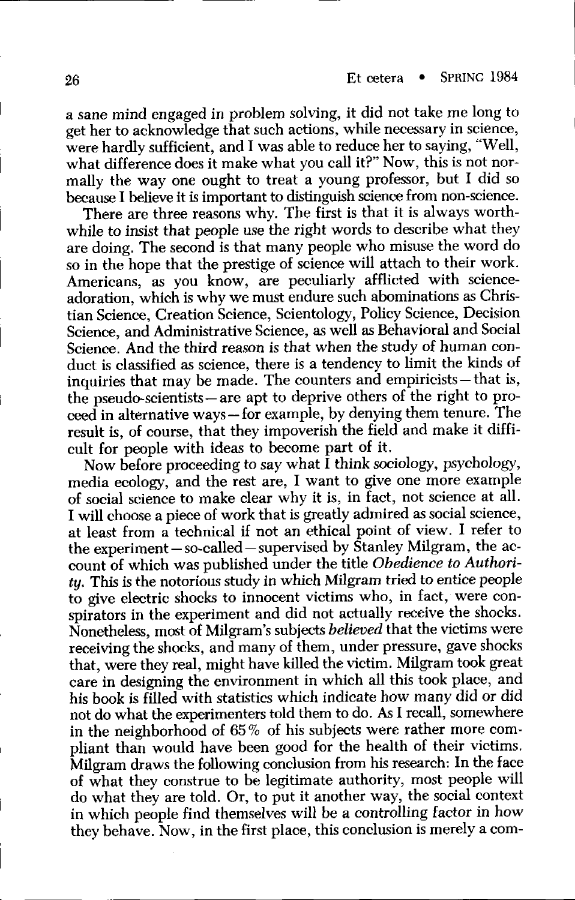a sane mind engaged in problem solving, it did not take me long to get her to acknowledge that such actions, while necessary in science, were hardly sufficient, and I was able to reduce her to saying, "Well, what difference does it make what you call it?" Now, this is not normally the way one ought to treat a young professor, but I did so because I believe it is important to distinguish science from non-science.

There are three reasons why. The first is that it is always worthwhile to insist that people use the right words to describe what they are doing. The second is that many people who misuse the word do so in the hope that the prestige of science will attach to their work. Americans, as you know, are peculiarly afflicted with science-adoration, which is why we must endure such abominations as Christian Science, Creation Science, Scientology, Policy Science, Decision Science, and Administrative Science, as well as Behavioral and Social Science. And the third reason is that when the study of human conduct is classified as science, there is a tendency to limit the kinds of inquiries that may be made. The counters and empiricists — that is, the pseudo-scientists — are apt to deprive others of the right to proceed in alternative ways — for example, by denying them tenure. The result is, of course, that they impoverish the field and make it difficult for people with ideas to become part of it.

Now before proceeding to say what I think sociology, psychology, media ecology, and the rest are, I want to give one more example of social science to make clear why it is, in fact, not science at all. I will choose a piece of work that is greatly admired as social science, at least from a technical if not an ethical point of view. I refer to the experiment — so-called — supervised by Stanley Milgram, the account of which was published under the title *Obedience to Authority*. This is the notorious study in which Milgram tried to entice people to give electric shocks to innocent victims who, in fact, were conspirators in the experiment and did not actually receive the shocks. Nonetheless, most of Milgram's subjects *believed* that the victims were receiving the shocks, and many of them, under pressure, gave shocks that, were they real, might have killed the victim. Milgram took great care in designing the environment in which all this took place, and his book is filled with statistics which indicate how many did or did not do what the experimenters told them to do. As I recall, somewhere in the neighborhood of 65% of his subjects were rather more compliant than would have been good for the health of their victims. Milgram draws the following conclusion from his research: In the face of what they construe to be legitimate authority, most people will do what they are told. Or, to put it another way, the social context in which people find themselves will be a controlling factor in how they behave. Now, in the first place, this conclusion is merely a com-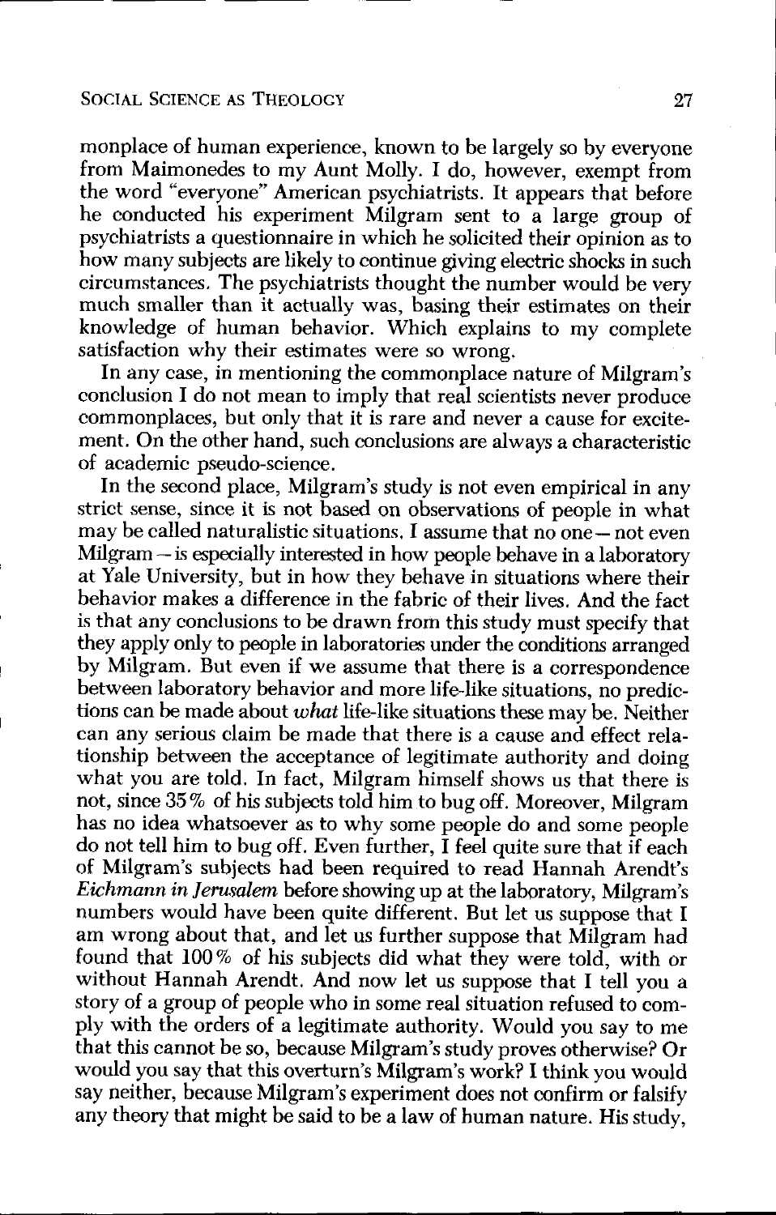monplace of human experience, known to be largely so by everyone from Maimonedes to my Aunt Molly. I do, however, exempt from the word "everyone" American psychiatrists. It appears that before he conducted his experiment Milgram sent to a large group of psychiatrists a questionnaire in which he solicited their opinion as to how many subjects are likely to continue giving electric shocks in such circumstances. The psychiatrists thought the number would be very much smaller than it actually was, basing their estimates on their knowledge of human behavior. Which explains to my complete satisfaction why their estimates were so wrong.

In any case, in mentioning the commonplace nature of Milgram's conclusion I do not mean to imply that real scientists never produce commonplaces, but only that it is rare and never a cause for excitement. On the other hand, such conclusions are always a characteristic of academic pseudo-science.

In the second place, Milgram's study is not even empirical in any strict sense, since it is not based on observations of people in what may be called naturalistic situations. I assume that no one — not even Milgram — is especially interested in how people behave in a laboratory at Yale University, but in how they behave in situations where their behavior makes a difference in the fabric of their lives. And the fact is that any conclusions to be drawn from this study must specify that they apply only to people in laboratories under the conditions arranged by Milgram. But even if we assume that there is a correspondence between laboratory behavior and more life-like situations, no predictions can be made about *what* life-like situations these may be. Neither can any serious claim be made that there is a cause and effect relationship between the acceptance of legitimate authority and doing what you are told. In fact, Milgram himself shows us that there is not, since 35% of his subjects told him to bug off. Moreover, Milgram has no idea whatsoever as to why some people do and some people do not tell him to bug off. Even further, I feel quite sure that if each of Milgram's subjects had been required to read Hannah Arendt's *Eichmann in Jerusalem* before showing up at the laboratory, Milgram's numbers would have been quite different. But let us suppose that I am wrong about that, and let us further suppose that Milgram had found that 100% of his subjects did what they were told, with or without Hannah Arendt. And now let us suppose that I tell you a story of a group of people who in some real situation refused to comply with the orders of a legitimate authority. Would you say to me that this cannot be so, because Milgram's study proves otherwise? Or would you say that this overturn's Milgram's work? I think you would say neither, because Milgram's experiment does not confirm or falsify any theory that might be said to be a law of human nature. His study,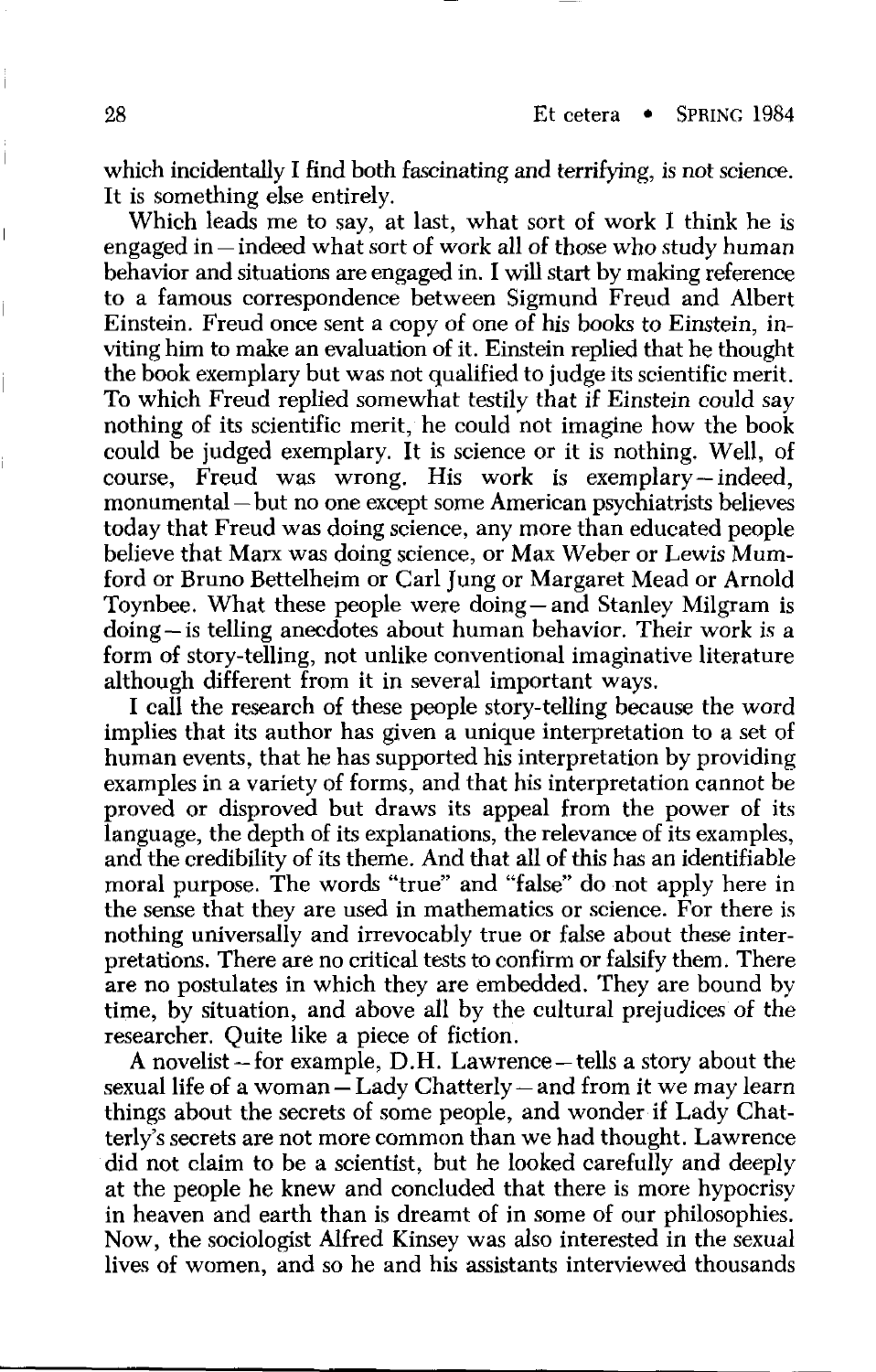which incidentally I find both fascinating and terrifying, is not science. It is something else entirely.

Which leads me to say, at last, what sort of work I think he is engaged in — indeed what sort of work all of those who study human behavior and situations are engaged in. I will start by making reference to a famous correspondence between Sigmund Freud and Albert Einstein. Freud once sent a copy of one of his books to Einstein, inviting him to make an evaluation of it. Einstein replied that he thought the book exemplary but was not qualified to judge its scientific merit. To which Freud replied somewhat testily that if Einstein could say nothing of its scientific merit, he could not imagine how the book could be judged exemplary. It is science or it is nothing. Well, of course, Freud was wrong. His work is exemplary — indeed, monumental — but no one except some American psychiatrists believes today that Freud was doing science, any more than educated people believe that Marx was doing science, or Max Weber or Lewis Mumford or Bruno Bettelheim or Carl Jung or Margaret Mead or Arnold Toynbee. What these people were doing — and Stanley Milgram is doing — is telling anecdotes about human behavior. Their work is a form of story-telling, not unlike conventional imaginative literature although different from it in several important ways.

I call the research of these people story-telling because the word implies that its author has given a unique interpretation to a set of human events, that he has supported his interpretation by providing examples in a variety of forms, and that his interpretation cannot be proved or disproved but draws its appeal from the power of its language, the depth of its explanations, the relevance of its examples, and the credibility of its theme. And that all of this has an identifiable moral purpose. The words "true" and "false" do not apply here in the sense that they are used in mathematics or science. For there is nothing universally and irrevocably true or false about these interpretations. There are no critical tests to confirm or falsify them. There are no postulates in which they are embedded. They are bound by time, by situation, and above all by the cultural prejudices of the researcher. Quite like a piece of fiction.

A novelist — for example, D.H. Lawrence — tells a story about the sexual life of a woman — Lady Chatterly — and from it we may learn things about the secrets of some people, and wonder if Lady Chatterly's secrets are not more common than we had thought. Lawrence did not claim to be a scientist, but he looked carefully and deeply at the people he knew and concluded that there is more hypocrisy in heaven and earth than is dreamt of in some of our philosophies. Now, the sociologist Alfred Kinsey was also interested in the sexual lives of women, and so he and his assistants interviewed thousands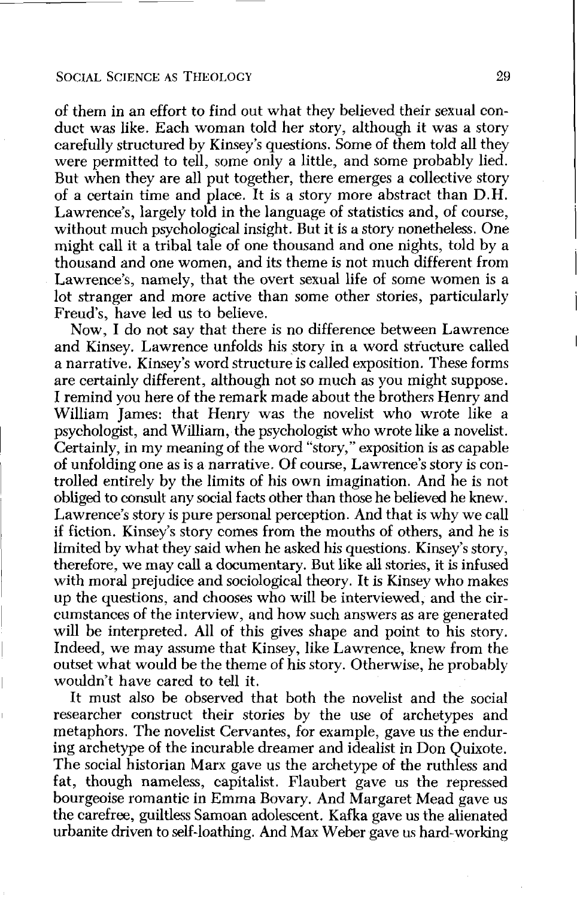of them in an effort to find out what they believed their sexual conduct was like. Each woman told her story, although it was a story carefully structured by Kinsey's questions. Some of them told all they were permitted to tell, some only a little, and some probably lied. But when they are all put together, there emerges a collective story of a certain time and place. It is a story more abstract than D.H. Lawrence's, largely told in the language of statistics and, of course, without much psychological insight. But it is a story nonetheless. One might call it a tribal tale of one thousand and one nights, told by a thousand and one women, and its theme is not much different from Lawrence's, namely, that the overt sexual life of some women is a lot stranger and more active than some other stories, particularly Freud's, have led us to believe.

Now, I do not say that there is no difference between Lawrence and Kinsey. Lawrence unfolds his story in a word structure called a narrative. Kinsey's word structure is called exposition. These forms are certainly different, although not so much as you might suppose. I remind you here of the remark made about the brothers Henry and William James: that Henry was the novelist who wrote like a psychologist, and William, the psychologist who wrote like a novelist. Certainly, in my meaning of the word "story," exposition is as capable of unfolding one as is a narrative. Of course, Lawrence's story is controlled entirely by the limits of his own imagination. And he is not obliged to consult any social facts other than those he believed he knew. Lawrence's story is pure personal perception. And that is why we call if fiction. Kinsey's story comes from the mouths of others, and he is limited by what they said when he asked his questions. Kinsey's story, therefore, we may call a documentary. But like all stories, it is infused with moral prejudice and sociological theory. It is Kinsey who makes up the questions, and chooses who will be interviewed, and the circumstances of the interview, and how such answers as are generated will be interpreted. All of this gives shape and point to his story. Indeed, we may assume that Kinsey, like Lawrence, knew from the outset what would be the theme of his story. Otherwise, he probably wouldn't have cared to tell it.

It must also be observed that both the novelist and the social researcher construct their stories by the use of archetypes and metaphors. The novelist Cervantes, for example, gave us the enduring archetype of the incurable dreamer and idealist in Don Quixote. The social historian Marx gave us the archetype of the ruthless and fat, though nameless, capitalist. Flaubert gave us the repressed bourgeoise romantic in Emma Bovary. And Margaret Mead gave us the carefree, guiltless Samoan adolescent. Kafka gave us the alienated urbanite driven to self-loathing. And Max Weber gave us hard-working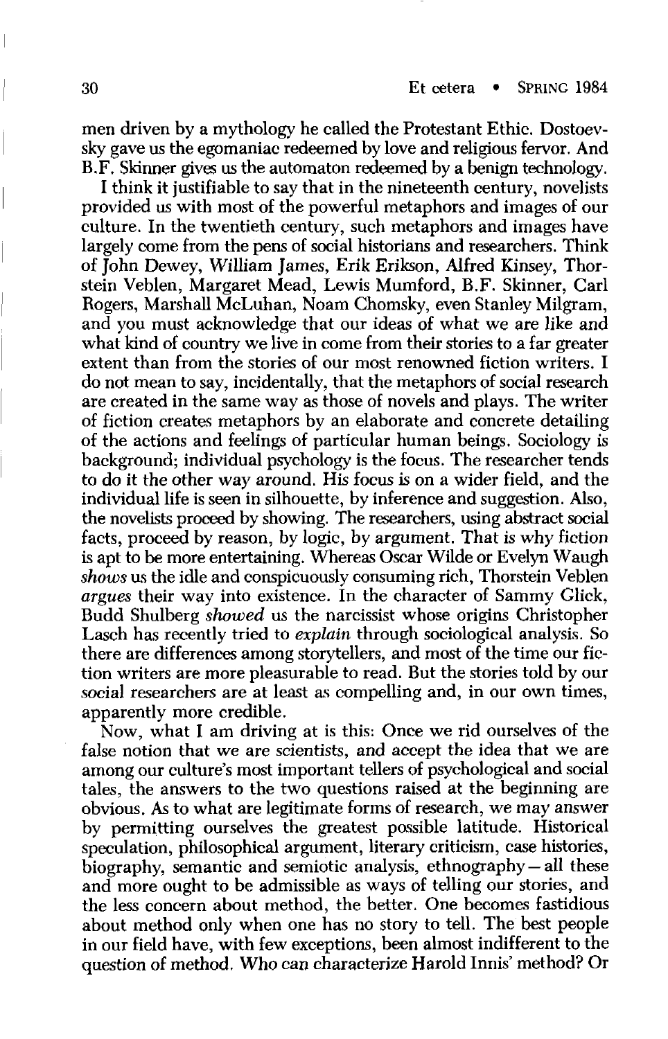men driven by a mythology he called the Protestant Ethic. Dostoevsky gave us the egomaniac redeemed by love and religious fervor. And B.F. Skinner gives us the automaton redeemed by a benign technology.

I think it justifiable to say that in the nineteenth century, novelists provided us with most of the powerful metaphors and images of our culture. In the twentieth century, such metaphors and images have largely come from the pens of social historians and researchers. Think of John Dewey, William James, Erik Erikson, Alfred Kinsey, Thorstein Veblen, Margaret Mead, Lewis Mumford, B.F. Skinner, Carl Rogers, Marshall McLuhan, Noam Chomsky, even Stanley Milgram, and you must acknowledge that our ideas of what we are like and what kind of country we live in come from their stories to a far greater extent than from the stories of our most renowned fiction writers. I do not mean to say, incidentally, that the metaphors of social research are created in the same way as those of novels and plays. The writer of fiction creates metaphors by an elaborate and concrete detailing of the actions and feelings of particular human beings. Sociology is background; individual psychology is the focus. The researcher tends to do it the other way around. His focus is on a wider field, and the individual life is seen in silhouette, by inference and suggestion. Also, the novelists proceed by showing. The researchers, using abstract social facts, proceed by reason, by logic, by argument. That is why fiction is apt to be more entertaining. Whereas Oscar Wilde or Evelyn Waugh *shows* us the idle and conspicuously consuming rich, Thorstein Veblen *argues* their way into existence. In the character of Sammy Glick, Budd Shulberg *showed* us the narcissist whose origins Christopher Lasch has recently tried to *explain* through sociological analysis. So there are differences among storytellers, and most of the time our fiction writers are more pleasurable to read. But the stories told by our social researchers are at least as compelling and, in our own times, apparently more credible.

Now, what I am driving at is this: Once we rid ourselves of the false notion that we are scientists, and accept the idea that we are among our culture's most important tellers of psychological and social tales, the answers to the two questions raised at the beginning are obvious. As to what are legitimate forms of research, we may answer by permitting ourselves the greatest possible latitude. Historical speculation, philosophical argument, literary criticism, case histories, biography, semantic and semiotic analysis, ethnography — all these and more ought to be admissible as ways of telling our stories, and the less concern about method, the better. One becomes fastidious about method only when one has no story to tell. The best people in our field have, with few exceptions, been almost indifferent to the question of method. Who can characterize Harold Innis' method? Or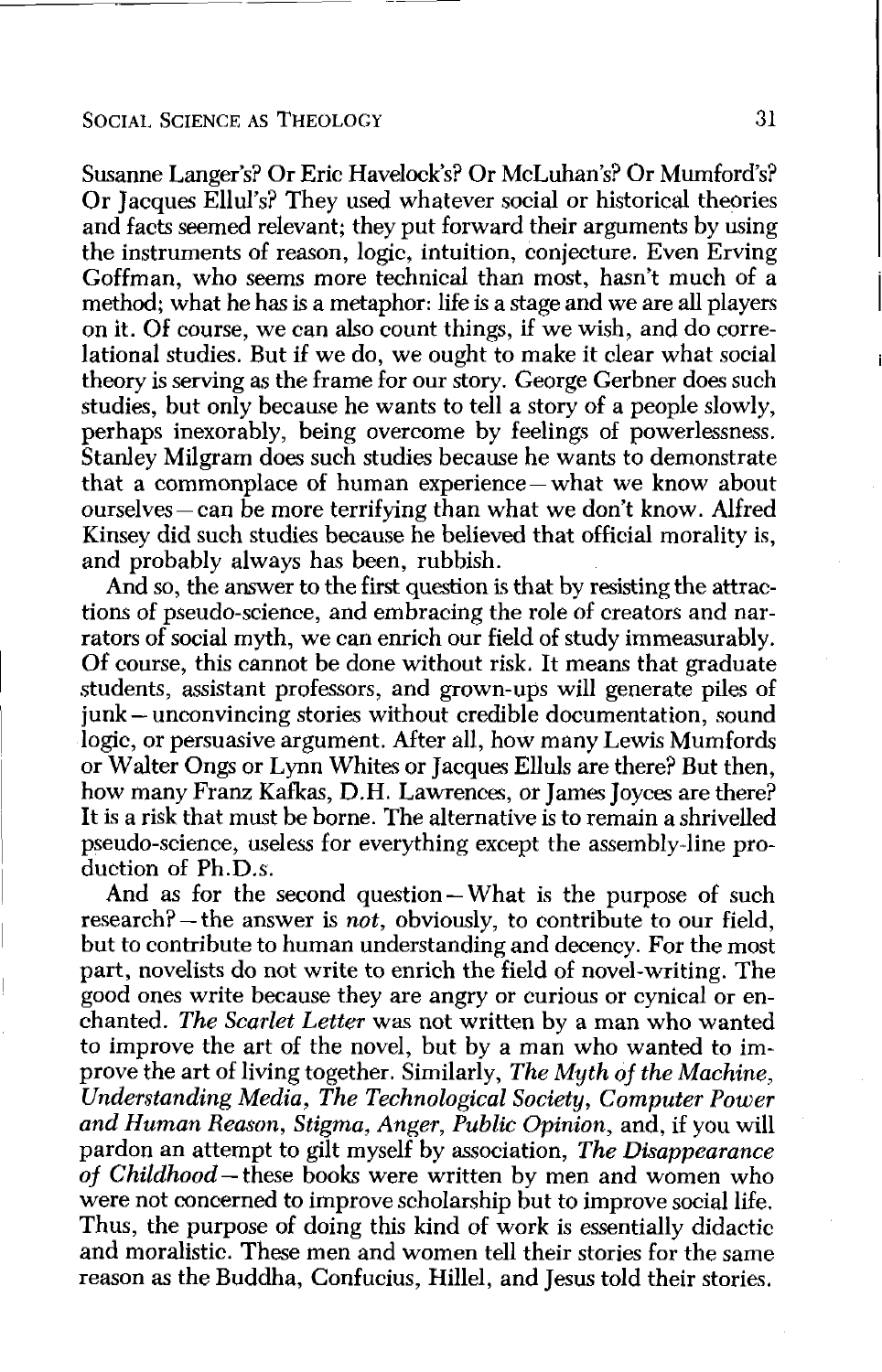Susanne Langer's? Or Eric Havelock's? Or McLuhan's? Or Mumford's? Or Jacques Ellul's? They used whatever social or historical theories and facts seemed relevant; they put forward their arguments by using the instruments of reason, logic, intuition, conjecture. Even Erving Goffman, who seems more technical than most, hasn't much of a method; what he has is a metaphor: life is a stage and we are all players on it. Of course, we can also count things, if we wish, and do correlational studies. But if we do, we ought to make it clear what social theory is serving as the frame for our story. George Gerbner does such studies, but only because he wants to tell a story of a people slowly, perhaps inexorably, being overcome by feelings of powerlessness. Stanley Milgram does such studies because he wants to demonstrate that a commonplace of human experience — what we know about ourselves — can be more terrifying than what we don't know. Alfred Kinsey did such studies because he believed that official morality is, and probably always has been, rubbish.

And so, the answer to the first question is that by resisting the attractions of pseudo-science, and embracing the role of creators and narrators of social myth, we can enrich our field of study immeasurably. Of course, this cannot be done without risk. It means that graduate students, assistant professors, and grown-ups will generate piles of junk — unconvincing stories without credible documentation, sound logic, or persuasive argument. After all, how many Lewis Mumfords or Walter Ongs or Lynn Whites or Jacques Elluls are there? But then, how many Franz Kafkas, D.H. Lawrences, or James Joyces are there? It is a risk that must be borne. The alternative is to remain a shrivelled pseudo-science, useless for everything except the assembly-line production of Ph.D.s.

And as for the second question — What is the purpose of such research? — the answer is *not*, obviously, to contribute to our field, but to contribute to human understanding and decency. For the most part, novelists do not write to enrich the field of novel-writing. The good ones write because they are angry or curious or cynical or enchanted. *The Scarlet Letter* was not written by a man who wanted to improve the art of the novel, but by a man who wanted to improve the art of living together. Similarly, *The Myth of the Machine*, *Understanding Media*, *The Technological Society*, *Computer Power and Human Reason*, *Stigma*, *Anger*, *Public Opinion*, and, if you will pardon an attempt to gilt myself by association, *The Disappearance of Childhood* — these books were written by men and women who were not concerned to improve scholarship but to improve social life. Thus, the purpose of doing this kind of work is essentially didactic and moralistic. These men and women tell their stories for the same reason as the Buddha, Confucius, Hillel, and Jesus told their stories.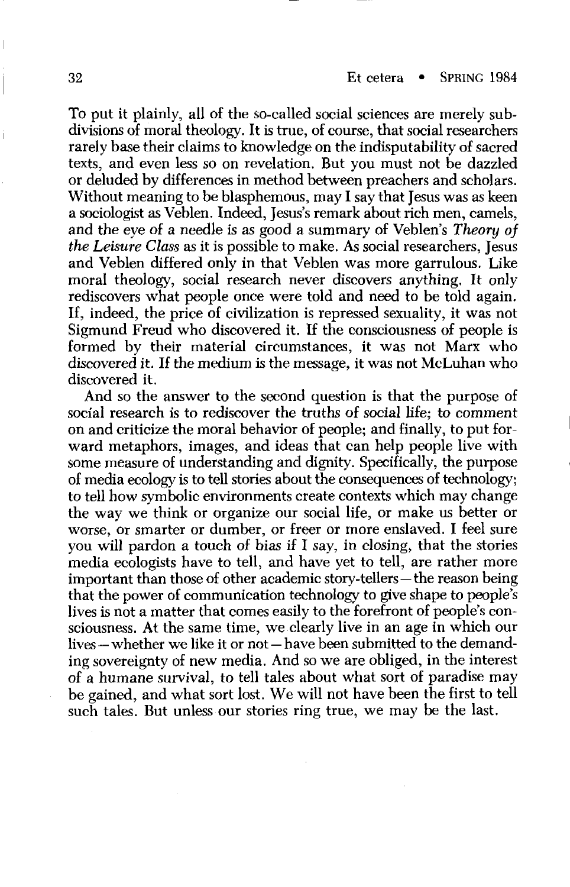To put it plainly, all of the so-called social sciences are merely subdivisions of moral theology. It is true, of course, that social researchers rarely base their claims to knowledge on the indisputability of sacred texts, and even less so on revelation. But you must not be dazzled or deluded by differences in method between preachers and scholars. Without meaning to be blasphemous, may I say that Jesus was as keen a sociologist as Veblen. Indeed, Jesus's remark about rich men, camels, and the eye of a needle is as good a summary of Veblen's *Theory of the Leisure Class* as it is possible to make. As social researchers, Jesus and Veblen differed only in that Veblen was more garrulous. Like moral theology, social research never discovers anything. It only rediscovers what people once were told and need to be told again. If, indeed, the price of civilization is repressed sexuality, it was not Sigmund Freud who discovered it. If the consciousness of people is formed by their material circumstances, it was not Marx who discovered it. If the medium is the message, it was not McLuhan who discovered it.

And so the answer to the second question is that the purpose of social research is to rediscover the truths of social life; to comment on and criticize the moral behavior of people; and finally, to put forward metaphors, images, and ideas that can help people live with some measure of understanding and dignity. Specifically, the purpose of media ecology is to tell stories about the consequences of technology; to tell how symbolic environments create contexts which may change the way we think or organize our social life, or make us better or worse, or smarter or dumber, or freer or more enslaved. I feel sure you will pardon a touch of bias if I say, in closing, that the stories media ecologists have to tell, and have yet to tell, are rather more important than those of other academic story-tellers—the reason being that the power of communication technology to give shape to people's lives is not a matter that comes easily to the forefront of people's consciousness. At the same time, we clearly live in an age in which our lives—whether we like it or not—have been submitted to the demanding sovereignty of new media. And so we are obliged, in the interest of a humane survival, to tell tales about what sort of paradise may be gained, and what sort lost. We will not have been the first to tell such tales. But unless our stories ring true, we may be the last.